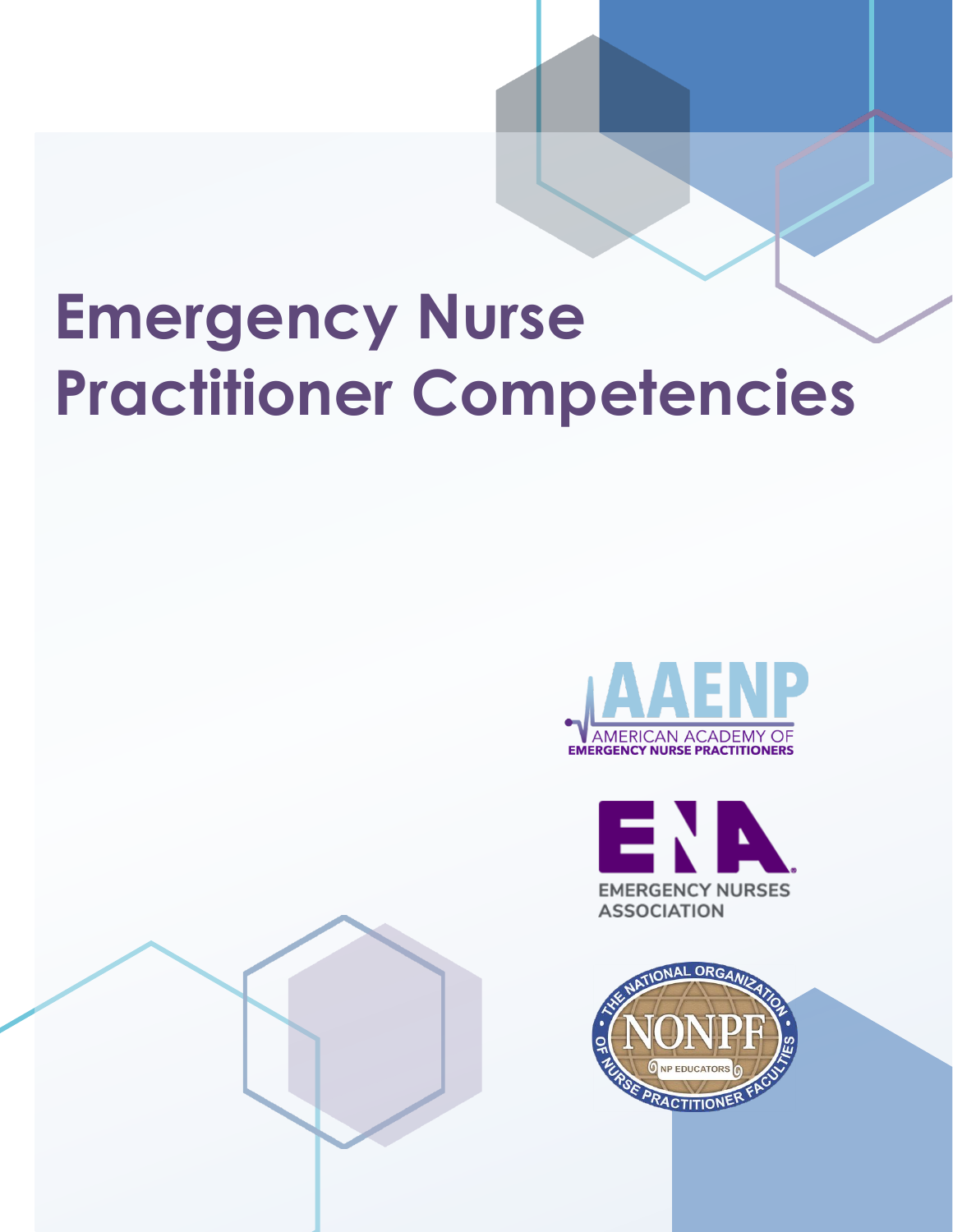# Emergency Nurse Practitioner Competencies

AAENP
AMERICAN ACADEMY OF
EMERGENCY NURSE PRACTITIONERS

ENA
EMERGENCY NURSES
ASSOCIATION

THE NATIONAL ORGANIZATION OF NURSE PRACTITIONER FACULTIES
NONPF
NP EDUCATORS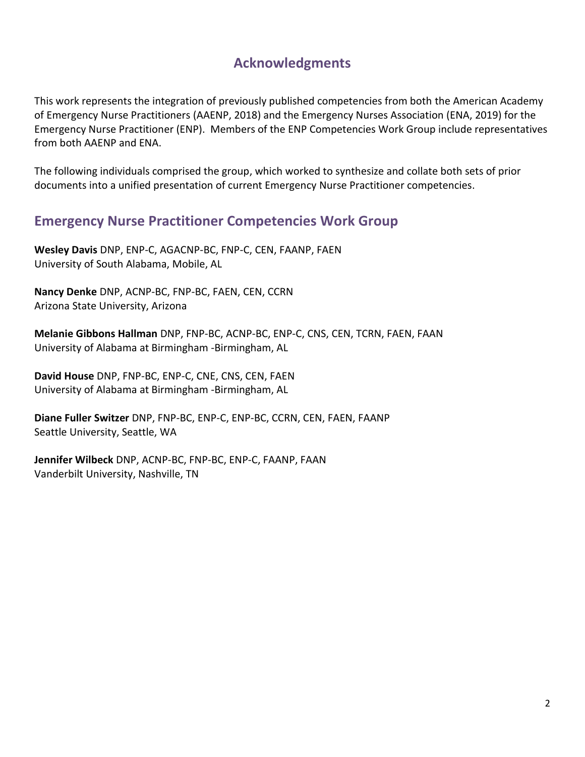# Acknowledgments

This work represents the integration of previously published competencies from both the American Academy of Emergency Nurse Practitioners (AAENP, 2018) and the Emergency Nurses Association (ENA, 2019) for the Emergency Nurse Practitioner (ENP). Members of the ENP Competencies Work Group include representatives from both AAENP and ENA.

The following individuals comprised the group, which worked to synthesize and collate both sets of prior documents into a unified presentation of current Emergency Nurse Practitioner competencies.

## Emergency Nurse Practitioner Competencies Work Group

**Wesley Davis** DNP, ENP-C, AGACNP-BC, FNP-C, CEN, FAANP, FAEN
University of South Alabama, Mobile, AL

**Nancy Denke** DNP, ACNP-BC, FNP-BC, FAEN, CEN, CCRN
Arizona State University, Arizona

**Melanie Gibbons Hallman** DNP, FNP-BC, ACNP-BC, ENP-C, CNS, CEN, TCRN, FAEN, FAAN
University of Alabama at Birmingham -Birmingham, AL

**David House** DNP, FNP-BC, ENP-C, CNE, CNS, CEN, FAEN
University of Alabama at Birmingham -Birmingham, AL

**Diane Fuller Switzer** DNP, FNP-BC, ENP-C, ENP-BC, CCRN, CEN, FAEN, FAANP
Seattle University, Seattle, WA

**Jennifer Wilbeck** DNP, ACNP-BC, FNP-BC, ENP-C, FAANP, FAAN
Vanderbilt University, Nashville, TN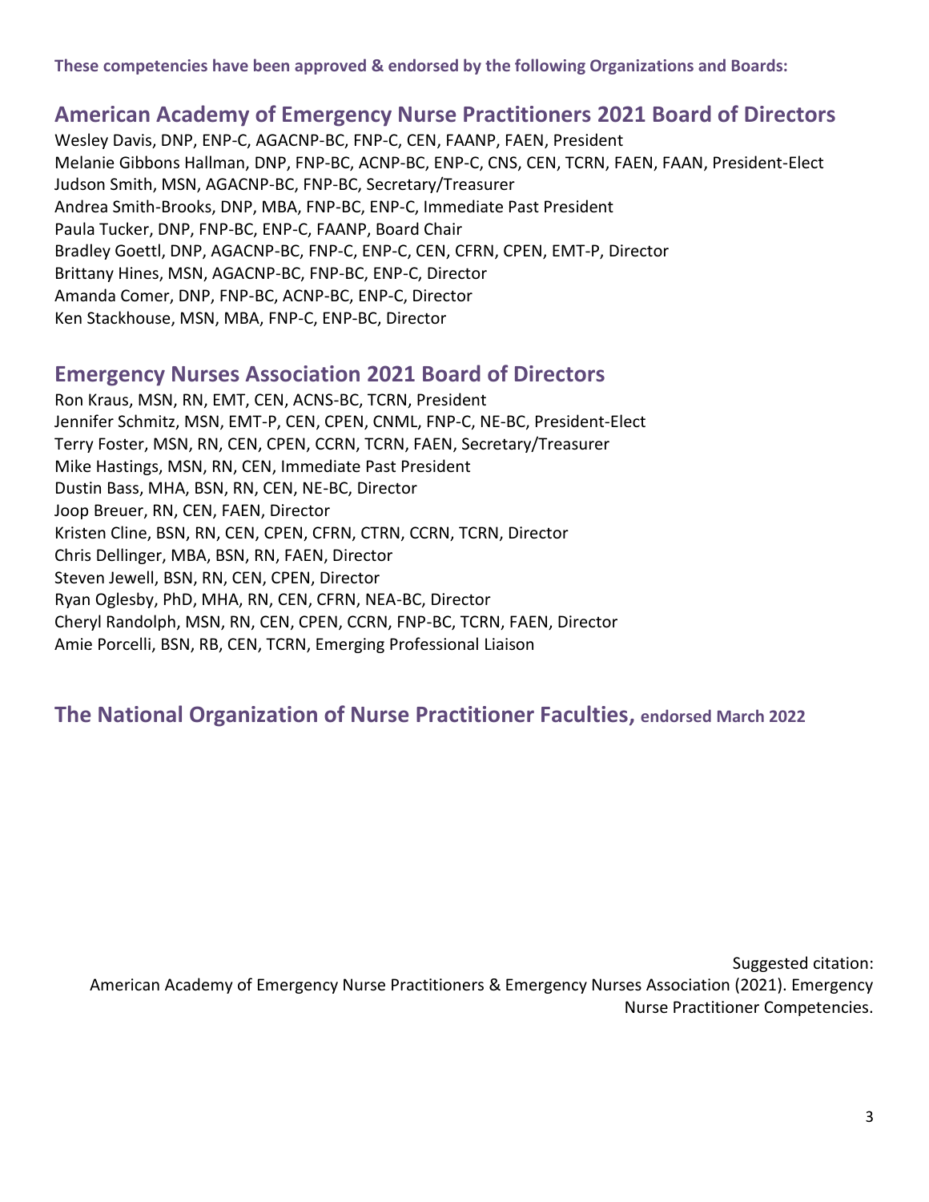**These competencies have been approved & endorsed by the following Organizations and Boards:**

## American Academy of Emergency Nurse Practitioners 2021 Board of Directors

Wesley Davis, DNP, ENP-C, AGACNP-BC, FNP-C, CEN, FAANP, FAEN, President
Melanie Gibbons Hallman, DNP, FNP-BC, ACNP-BC, ENP-C, CNS, CEN, TCRN, FAEN, FAAN, President-Elect
Judson Smith, MSN, AGACNP-BC, FNP-BC, Secretary/Treasurer
Andrea Smith-Brooks, DNP, MBA, FNP-BC, ENP-C, Immediate Past President
Paula Tucker, DNP, FNP-BC, ENP-C, FAANP, Board Chair
Bradley Goettl, DNP, AGACNP-BC, FNP-C, ENP-C, CEN, CFRN, CPEN, EMT-P, Director
Brittany Hines, MSN, AGACNP-BC, FNP-BC, ENP-C, Director
Amanda Comer, DNP, FNP-BC, ACNP-BC, ENP-C, Director
Ken Stackhouse, MSN, MBA, FNP-C, ENP-BC, Director

## Emergency Nurses Association 2021 Board of Directors

Ron Kraus, MSN, RN, EMT, CEN, ACNS-BC, TCRN, President
Jennifer Schmitz, MSN, EMT-P, CEN, CPEN, CNML, FNP-C, NE-BC, President-Elect
Terry Foster, MSN, RN, CEN, CPEN, CCRN, TCRN, FAEN, Secretary/Treasurer
Mike Hastings, MSN, RN, CEN, Immediate Past President
Dustin Bass, MHA, BSN, RN, CEN, NE-BC, Director
Joop Breuer, RN, CEN, FAEN, Director
Kristen Cline, BSN, RN, CEN, CPEN, CFRN, CTRN, CCRN, TCRN, Director
Chris Dellinger, MBA, BSN, RN, FAEN, Director
Steven Jewell, BSN, RN, CEN, CPEN, Director
Ryan Oglesby, PhD, MHA, RN, CEN, CFRN, NEA-BC, Director
Cheryl Randolph, MSN, RN, CEN, CPEN, CCRN, FNP-BC, TCRN, FAEN, Director
Amie Porcelli, BSN, RB, CEN, TCRN, Emerging Professional Liaison

## The National Organization of Nurse Practitioner Faculties, endorsed March 2022

Suggested citation:
American Academy of Emergency Nurse Practitioners & Emergency Nurses Association (2021). Emergency Nurse Practitioner Competencies.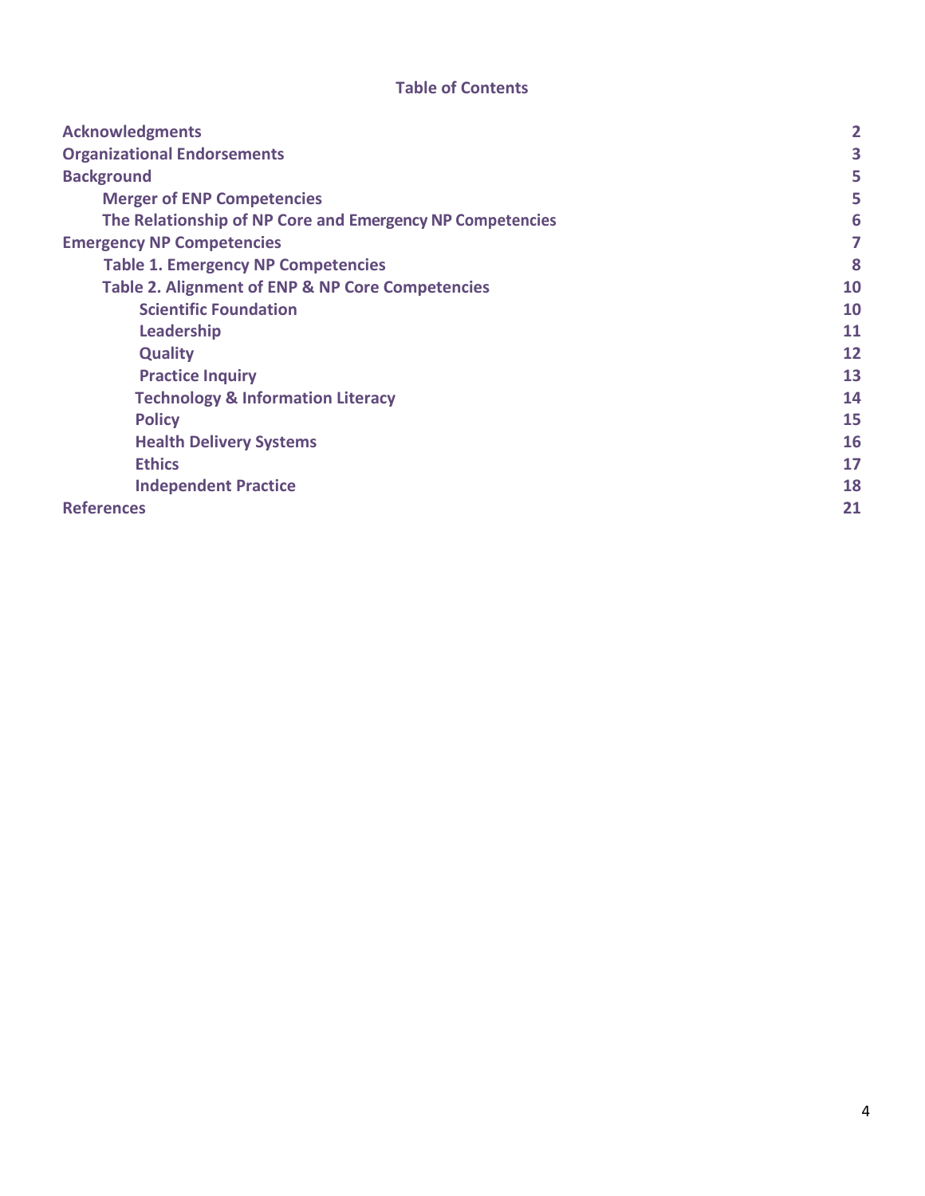## Table of Contents

| | |
|---|---|
| **Acknowledgments** | **2** |
| **Organizational Endorsements** | **3** |
| **Background** | **5** |
| **Merger of ENP Competencies** | **5** |
| **The Relationship of NP Core and Emergency NP Competencies** | **6** |
| **Emergency NP Competencies** | **7** |
| **Table 1. Emergency NP Competencies** | **8** |
| **Table 2. Alignment of ENP & NP Core Competencies** | **10** |
| **Scientific Foundation** | **10** |
| **Leadership** | **11** |
| **Quality** | **12** |
| **Practice Inquiry** | **13** |
| **Technology & Information Literacy** | **14** |
| **Policy** | **15** |
| **Health Delivery Systems** | **16** |
| **Ethics** | **17** |
| **Independent Practice** | **18** |
| **References** | **21** |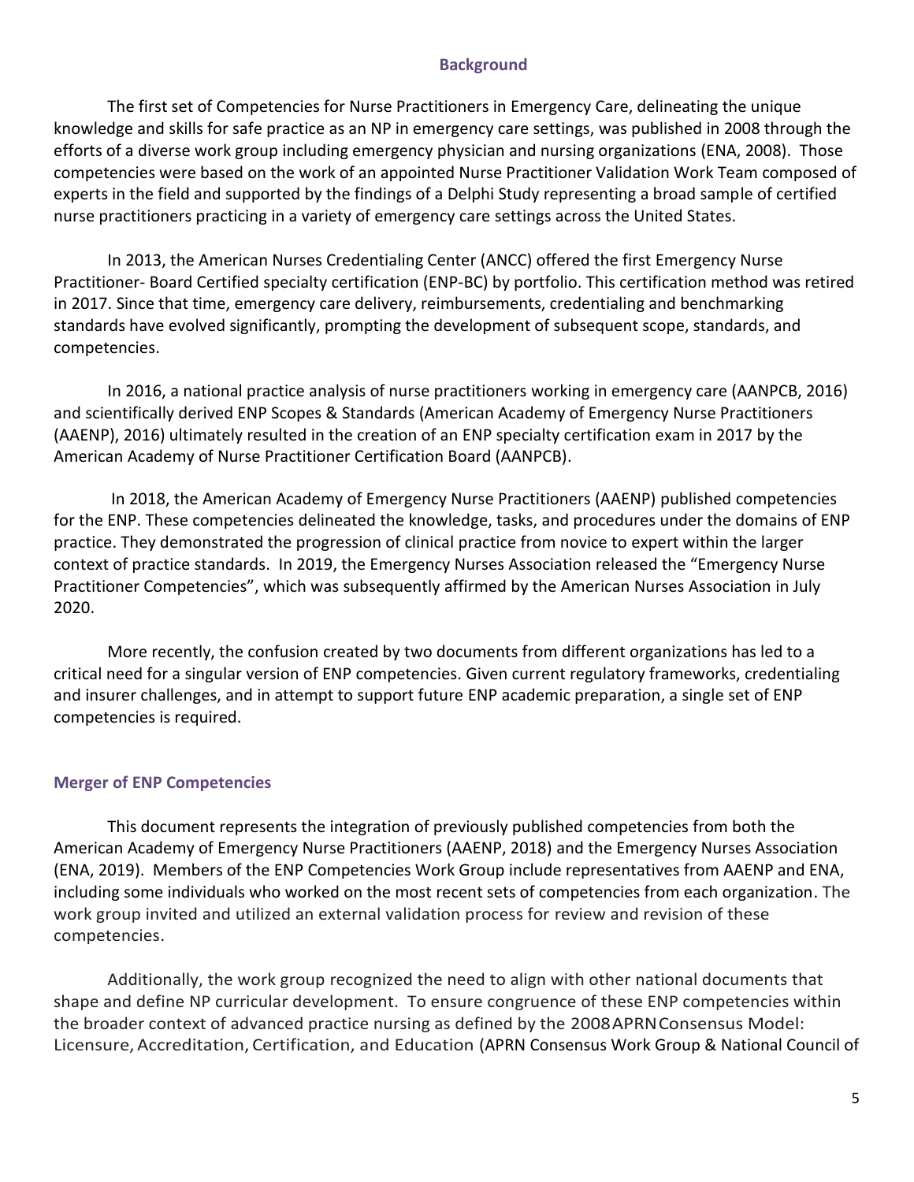## Background

The first set of Competencies for Nurse Practitioners in Emergency Care, delineating the unique knowledge and skills for safe practice as an NP in emergency care settings, was published in 2008 through the efforts of a diverse work group including emergency physician and nursing organizations (ENA, 2008). Those competencies were based on the work of an appointed Nurse Practitioner Validation Work Team composed of experts in the field and supported by the findings of a Delphi Study representing a broad sample of certified nurse practitioners practicing in a variety of emergency care settings across the United States.

In 2013, the American Nurses Credentialing Center (ANCC) offered the first Emergency Nurse Practitioner- Board Certified specialty certification (ENP-BC) by portfolio. This certification method was retired in 2017. Since that time, emergency care delivery, reimbursements, credentialing and benchmarking standards have evolved significantly, prompting the development of subsequent scope, standards, and competencies.

In 2016, a national practice analysis of nurse practitioners working in emergency care (AANPCB, 2016) and scientifically derived ENP Scopes & Standards (American Academy of Emergency Nurse Practitioners (AAENP), 2016) ultimately resulted in the creation of an ENP specialty certification exam in 2017 by the American Academy of Nurse Practitioner Certification Board (AANPCB).

In 2018, the American Academy of Emergency Nurse Practitioners (AAENP) published competencies for the ENP. These competencies delineated the knowledge, tasks, and procedures under the domains of ENP practice. They demonstrated the progression of clinical practice from novice to expert within the larger context of practice standards. In 2019, the Emergency Nurses Association released the "Emergency Nurse Practitioner Competencies", which was subsequently affirmed by the American Nurses Association in July 2020.

More recently, the confusion created by two documents from different organizations has led to a critical need for a singular version of ENP competencies. Given current regulatory frameworks, credentialing and insurer challenges, and in attempt to support future ENP academic preparation, a single set of ENP competencies is required.

## Merger of ENP Competencies

This document represents the integration of previously published competencies from both the American Academy of Emergency Nurse Practitioners (AAENP, 2018) and the Emergency Nurses Association (ENA, 2019). Members of the ENP Competencies Work Group include representatives from AAENP and ENA, including some individuals who worked on the most recent sets of competencies from each organization. The work group invited and utilized an external validation process for review and revision of these competencies.

Additionally, the work group recognized the need to align with other national documents that shape and define NP curricular development. To ensure congruence of these ENP competencies within the broader context of advanced practice nursing as defined by the 2008 APRN Consensus Model: Licensure, Accreditation, Certification, and Education (APRN Consensus Work Group & National Council of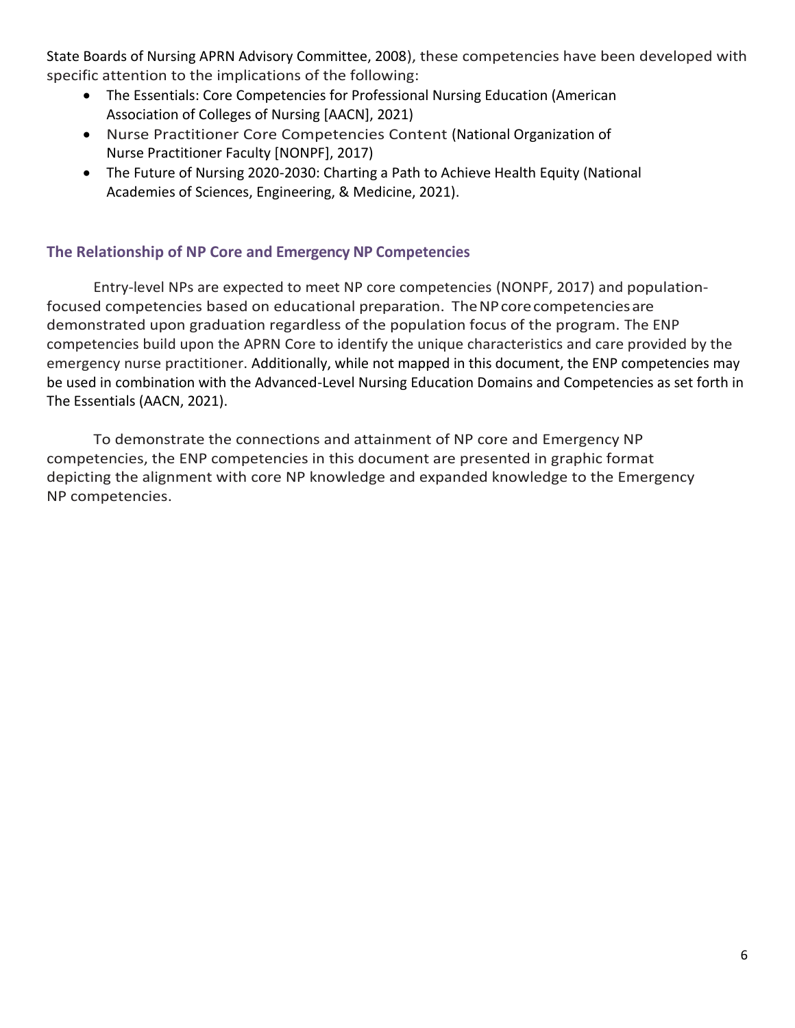State Boards of Nursing APRN Advisory Committee, 2008), these competencies have been developed with specific attention to the implications of the following:

- The Essentials: Core Competencies for Professional Nursing Education (American Association of Colleges of Nursing [AACN], 2021)
- Nurse Practitioner Core Competencies Content (National Organization of Nurse Practitioner Faculty [NONPF], 2017)
- The Future of Nursing 2020-2030: Charting a Path to Achieve Health Equity (National Academies of Sciences, Engineering, & Medicine, 2021).

## The Relationship of NP Core and Emergency NP Competencies

Entry-level NPs are expected to meet NP core competencies (NONPF, 2017) and population-focused competencies based on educational preparation. The NP core competencies are demonstrated upon graduation regardless of the population focus of the program. The ENP competencies build upon the APRN Core to identify the unique characteristics and care provided by the emergency nurse practitioner. Additionally, while not mapped in this document, the ENP competencies may be used in combination with the Advanced-Level Nursing Education Domains and Competencies as set forth in The Essentials (AACN, 2021).

To demonstrate the connections and attainment of NP core and Emergency NP competencies, the ENP competencies in this document are presented in graphic format depicting the alignment with core NP knowledge and expanded knowledge to the Emergency NP competencies.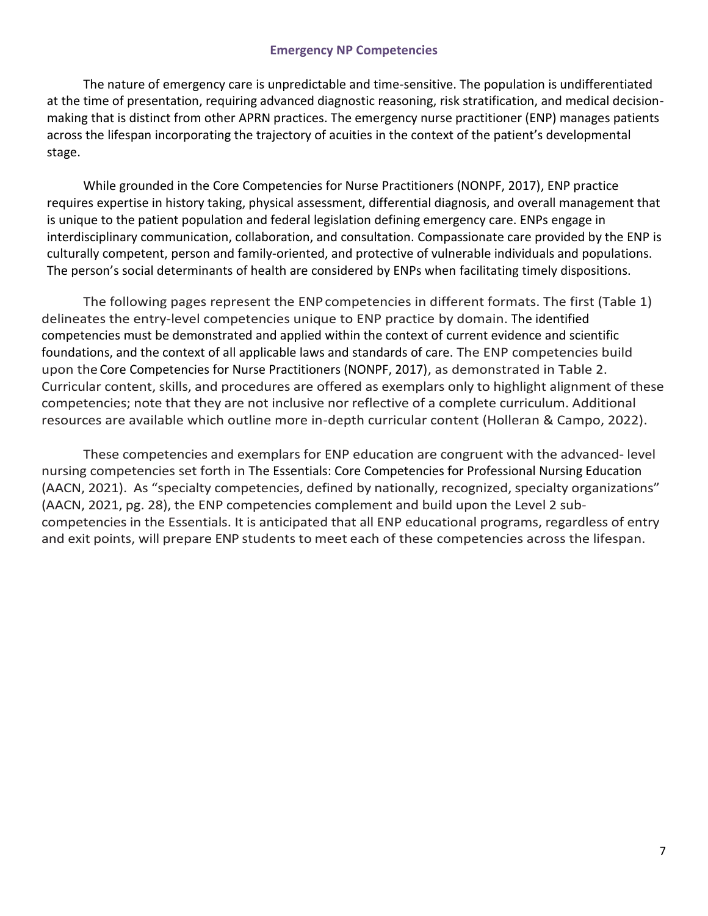## Emergency NP Competencies

The nature of emergency care is unpredictable and time-sensitive. The population is undifferentiated at the time of presentation, requiring advanced diagnostic reasoning, risk stratification, and medical decision-making that is distinct from other APRN practices. The emergency nurse practitioner (ENP) manages patients across the lifespan incorporating the trajectory of acuities in the context of the patient's developmental stage.

While grounded in the Core Competencies for Nurse Practitioners (NONPF, 2017), ENP practice requires expertise in history taking, physical assessment, differential diagnosis, and overall management that is unique to the patient population and federal legislation defining emergency care. ENPs engage in interdisciplinary communication, collaboration, and consultation. Compassionate care provided by the ENP is culturally competent, person and family-oriented, and protective of vulnerable individuals and populations. The person's social determinants of health are considered by ENPs when facilitating timely dispositions.

The following pages represent the ENP competencies in different formats. The first (Table 1) delineates the entry-level competencies unique to ENP practice by domain. The identified competencies must be demonstrated and applied within the context of current evidence and scientific foundations, and the context of all applicable laws and standards of care. The ENP competencies build upon the Core Competencies for Nurse Practitioners (NONPF, 2017), as demonstrated in Table 2. Curricular content, skills, and procedures are offered as exemplars only to highlight alignment of these competencies; note that they are not inclusive nor reflective of a complete curriculum. Additional resources are available which outline more in-depth curricular content (Holleran & Campo, 2022).

These competencies and exemplars for ENP education are congruent with the advanced- level nursing competencies set forth in The Essentials: Core Competencies for Professional Nursing Education (AACN, 2021). As "specialty competencies, defined by nationally, recognized, specialty organizations" (AACN, 2021, pg. 28), the ENP competencies complement and build upon the Level 2 sub-competencies in the Essentials. It is anticipated that all ENP educational programs, regardless of entry and exit points, will prepare ENP students to meet each of these competencies across the lifespan.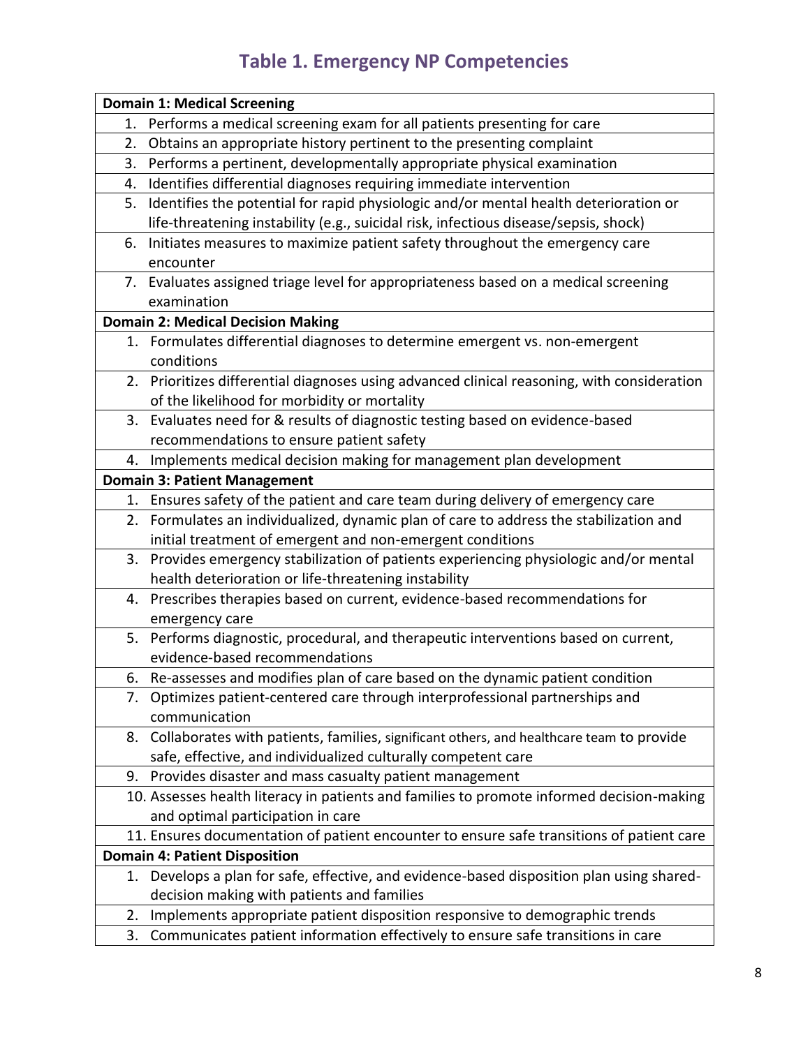## Table 1. Emergency NP Competencies

| Domain 1: Medical Screening |
|---|
| 1. Performs a medical screening exam for all patients presenting for care |
| 2. Obtains an appropriate history pertinent to the presenting complaint |
| 3. Performs a pertinent, developmentally appropriate physical examination |
| 4. Identifies differential diagnoses requiring immediate intervention |
| 5. Identifies the potential for rapid physiologic and/or mental health deterioration or life-threatening instability (e.g., suicidal risk, infectious disease/sepsis, shock) |
| 6. Initiates measures to maximize patient safety throughout the emergency care encounter |
| 7. Evaluates assigned triage level for appropriateness based on a medical screening examination |
| **Domain 2: Medical Decision Making** |
| 1. Formulates differential diagnoses to determine emergent vs. non-emergent conditions |
| 2. Prioritizes differential diagnoses using advanced clinical reasoning, with consideration of the likelihood for morbidity or mortality |
| 3. Evaluates need for & results of diagnostic testing based on evidence-based recommendations to ensure patient safety |
| 4. Implements medical decision making for management plan development |
| **Domain 3: Patient Management** |
| 1. Ensures safety of the patient and care team during delivery of emergency care |
| 2. Formulates an individualized, dynamic plan of care to address the stabilization and initial treatment of emergent and non-emergent conditions |
| 3. Provides emergency stabilization of patients experiencing physiologic and/or mental health deterioration or life-threatening instability |
| 4. Prescribes therapies based on current, evidence-based recommendations for emergency care |
| 5. Performs diagnostic, procedural, and therapeutic interventions based on current, evidence-based recommendations |
| 6. Re-assesses and modifies plan of care based on the dynamic patient condition |
| 7. Optimizes patient-centered care through interprofessional partnerships and communication |
| 8. Collaborates with patients, families, significant others, and healthcare team to provide safe, effective, and individualized culturally competent care |
| 9. Provides disaster and mass casualty patient management |
| 10. Assesses health literacy in patients and families to promote informed decision-making and optimal participation in care |
| 11. Ensures documentation of patient encounter to ensure safe transitions of patient care |
| **Domain 4: Patient Disposition** |
| 1. Develops a plan for safe, effective, and evidence-based disposition plan using shared-decision making with patients and families |
| 2. Implements appropriate patient disposition responsive to demographic trends |
| 3. Communicates patient information effectively to ensure safe transitions in care |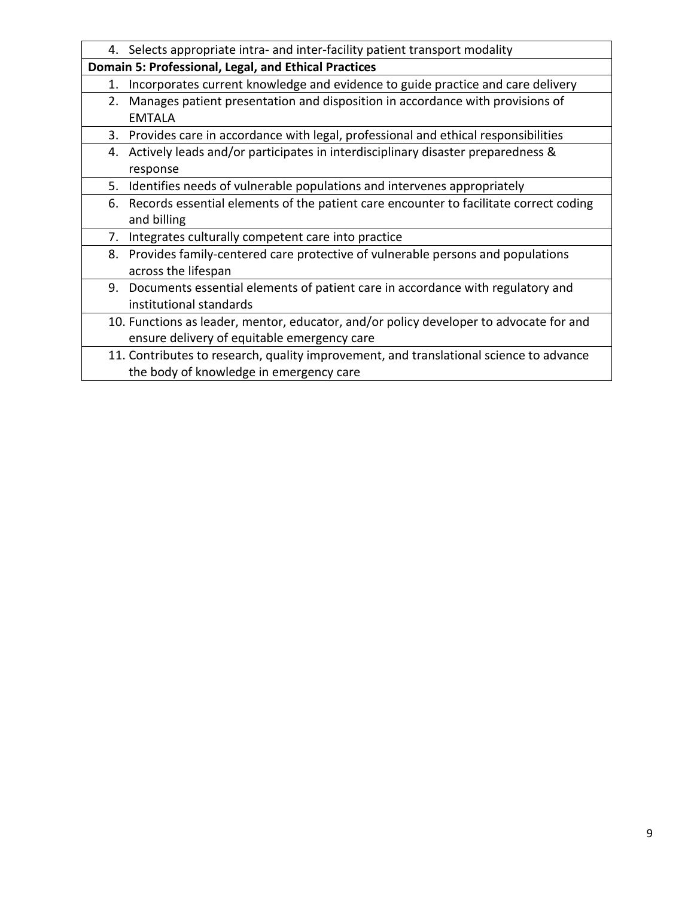| |
|---|
| 4. Selects appropriate intra- and inter-facility patient transport modality |
| **Domain 5: Professional, Legal, and Ethical Practices** |
| 1. Incorporates current knowledge and evidence to guide practice and care delivery |
| 2. Manages patient presentation and disposition in accordance with provisions of EMTALA |
| 3. Provides care in accordance with legal, professional and ethical responsibilities |
| 4. Actively leads and/or participates in interdisciplinary disaster preparedness & response |
| 5. Identifies needs of vulnerable populations and intervenes appropriately |
| 6. Records essential elements of the patient care encounter to facilitate correct coding and billing |
| 7. Integrates culturally competent care into practice |
| 8. Provides family-centered care protective of vulnerable persons and populations across the lifespan |
| 9. Documents essential elements of patient care in accordance with regulatory and institutional standards |
| 10. Functions as leader, mentor, educator, and/or policy developer to advocate for and ensure delivery of equitable emergency care |
| 11. Contributes to research, quality improvement, and translational science to advance the body of knowledge in emergency care |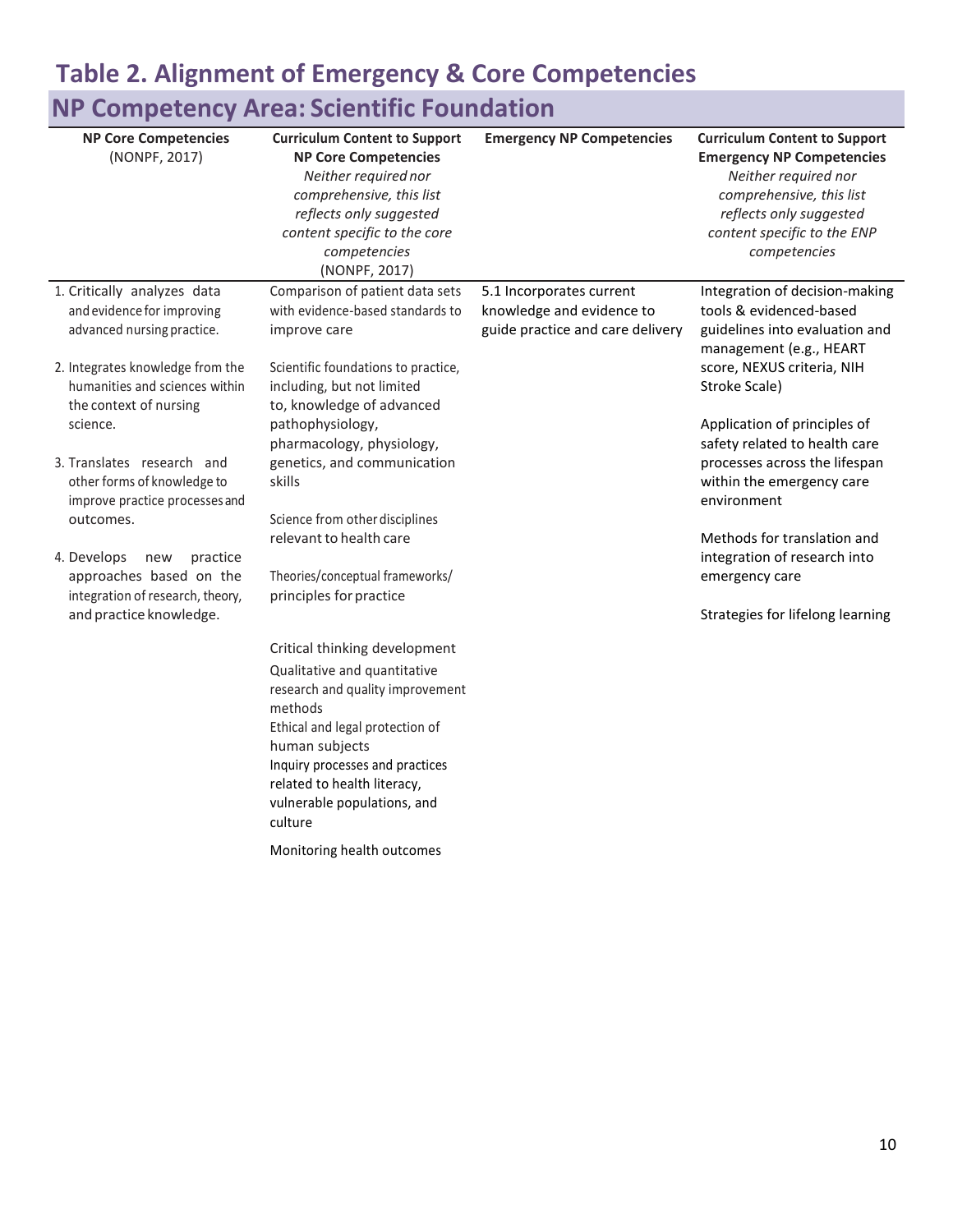# Table 2. Alignment of Emergency & Core Competencies

## NP Competency Area: Scientific Foundation

| **NP Core Competencies** (NONPF, 2017) | **Curriculum Content to Support NP Core Competencies** *Neither required nor comprehensive, this list reflects only suggested content specific to the core competencies* (NONPF, 2017) | **Emergency NP Competencies** | **Curriculum Content to Support Emergency NP Competencies** *Neither required nor comprehensive, this list reflects only suggested content specific to the ENP competencies* |
|---|---|---|---|
| 1. Critically analyzes data and evidence for improving advanced nursing practice.<br><br>2. Integrates knowledge from the humanities and sciences within the context of nursing science.<br><br>3. Translates research and other forms of knowledge to improve practice processes and outcomes.<br><br>4. Develops new practice approaches based on the integration of research, theory, and practice knowledge. | Comparison of patient data sets with evidence-based standards to improve care<br><br>Scientific foundations to practice, including, but not limited to, knowledge of advanced pathophysiology, pharmacology, physiology, genetics, and communication skills<br><br>Science from other disciplines relevant to health care<br><br>Theories/conceptual frameworks/ principles for practice<br><br>Critical thinking development<br><br>Qualitative and quantitative research and quality improvement methods<br><br>Ethical and legal protection of human subjects<br><br>Inquiry processes and practices related to health literacy, vulnerable populations, and culture<br><br>Monitoring health outcomes | 5.1 Incorporates current knowledge and evidence to guide practice and care delivery | Integration of decision-making tools & evidenced-based guidelines into evaluation and management (e.g., HEART score, NEXUS criteria, NIH Stroke Scale)<br><br>Application of principles of safety related to health care processes across the lifespan within the emergency care environment<br><br>Methods for translation and integration of research into emergency care<br><br>Strategies for lifelong learning |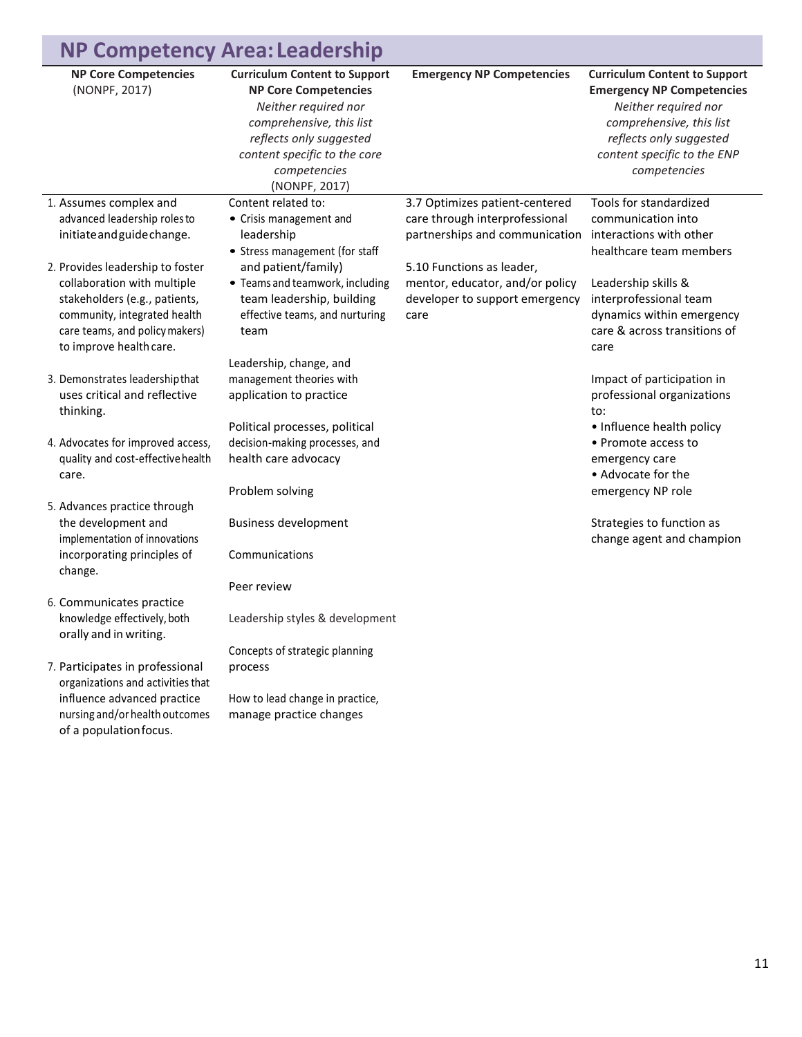## NP Competency Area: Leadership

| NP Core Competencies (NONPF, 2017) | Curriculum Content to Support NP Core Competencies *Neither required nor comprehensive, this list reflects only suggested content specific to the core competencies* (NONPF, 2017) | Emergency NP Competencies | Curriculum Content to Support Emergency NP Competencies *Neither required nor comprehensive, this list reflects only suggested content specific to the ENP competencies* |
|---|---|---|---|
| 1. Assumes complex and advanced leadership roles to initiate and guide change.<br><br>2. Provides leadership to foster collaboration with multiple stakeholders (e.g., patients, community, integrated health care teams, and policy makers) to improve health care.<br><br>3. Demonstrates leadership that uses critical and reflective thinking.<br><br>4. Advocates for improved access, quality and cost-effective health care.<br><br>5. Advances practice through the development and implementation of innovations incorporating principles of change.<br><br>6. Communicates practice knowledge effectively, both orally and in writing.<br><br>7. Participates in professional organizations and activities that influence advanced practice nursing and/or health outcomes of a population focus. | Content related to:<br>• Crisis management and leadership<br>• Stress management (for staff and patient/family)<br>• Teams and teamwork, including team leadership, building effective teams, and nurturing team<br><br>Leadership, change, and management theories with application to practice<br><br>Political processes, political decision-making processes, and health care advocacy<br><br>Problem solving<br><br>Business development<br><br>Communications<br><br>Peer review<br><br>Leadership styles & development<br><br>Concepts of strategic planning process<br><br>How to lead change in practice, manage practice changes | 3.7 Optimizes patient-centered care through interprofessional partnerships and communication<br><br>5.10 Functions as leader, mentor, educator, and/or policy developer to support emergency care | Tools for standardized communication into interactions with other healthcare team members<br><br>Leadership skills & interprofessional team dynamics within emergency care & across transitions of care<br><br>Impact of participation in professional organizations to:<br>• Influence health policy<br>• Promote access to emergency care<br>• Advocate for the emergency NP role<br><br>Strategies to function as change agent and champion |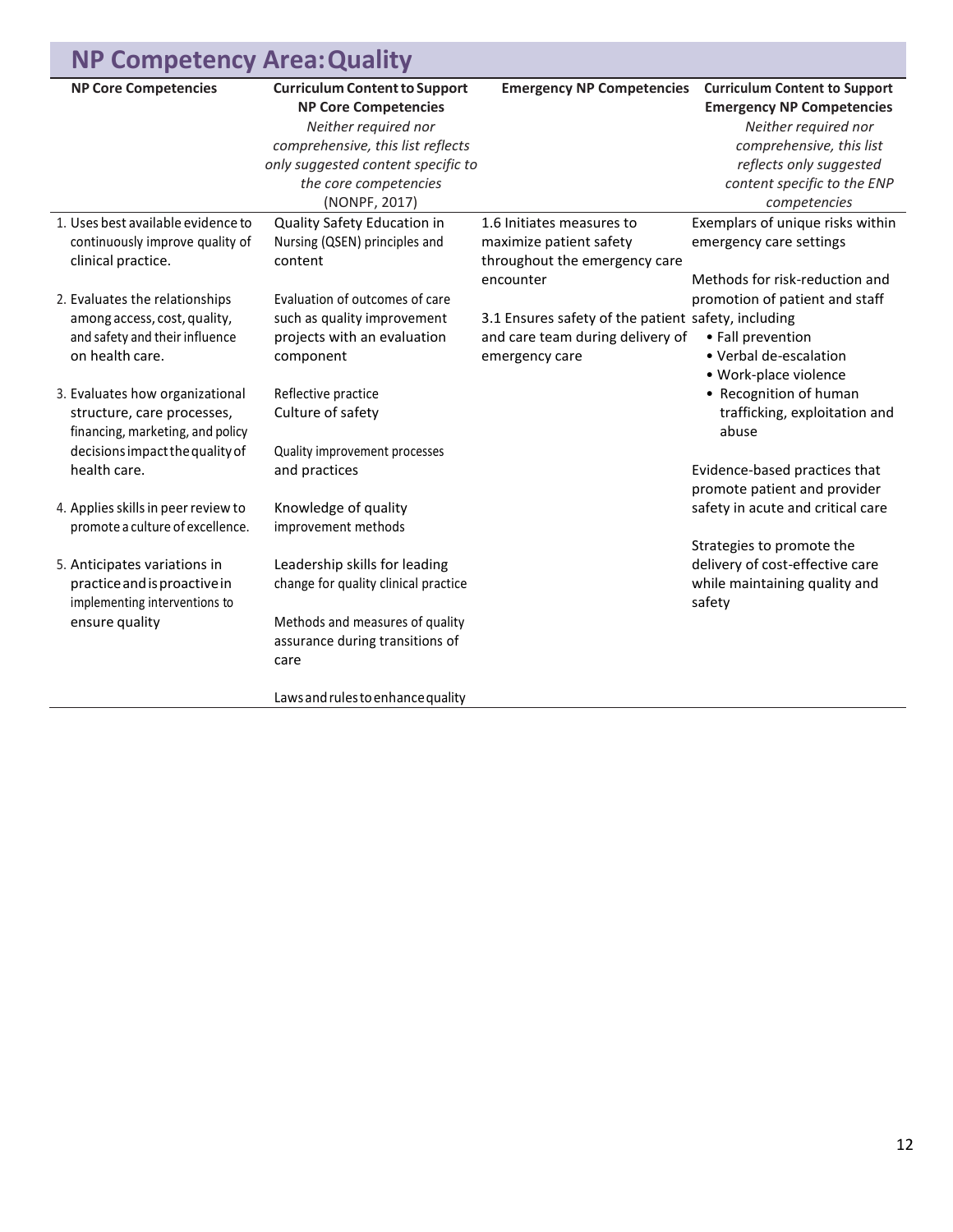## NP Competency Area: Quality

| NP Core Competencies | Curriculum Content to Support NP Core Competencies<br>*Neither required nor comprehensive, this list reflects only suggested content specific to the core competencies* (NONPF, 2017) | Emergency NP Competencies | Curriculum Content to Support Emergency NP Competencies<br>*Neither required nor comprehensive, this list reflects only suggested content specific to the ENP competencies* |
|---|---|---|---|
| 1. Uses best available evidence to continuously improve quality of clinical practice.<br><br>2. Evaluates the relationships among access, cost, quality, and safety and their influence on health care.<br><br>3. Evaluates how organizational structure, care processes, financing, marketing, and policy decisions impact the quality of health care.<br><br>4. Applies skills in peer review to promote a culture of excellence.<br><br>5. Anticipates variations in practice and is proactive in implementing interventions to ensure quality | Quality Safety Education in Nursing (QSEN) principles and content<br><br>Evaluation of outcomes of care such as quality improvement projects with an evaluation component<br><br>Reflective practice<br>Culture of safety<br><br>Quality improvement processes and practices<br><br>Knowledge of quality improvement methods<br><br>Leadership skills for leading change for quality clinical practice<br><br>Methods and measures of quality assurance during transitions of care<br><br>Laws and rules to enhance quality | 1.6 Initiates measures to maximize patient safety throughout the emergency care encounter<br><br>3.1 Ensures safety of the patient and care team during delivery of emergency care | Exemplars of unique risks within emergency care settings<br><br>Methods for risk-reduction and promotion of patient and staff safety, including<br>• Fall prevention<br>• Verbal de-escalation<br>• Work-place violence<br>• Recognition of human trafficking, exploitation and abuse<br><br>Evidence-based practices that promote patient and provider safety in acute and critical care<br><br>Strategies to promote the delivery of cost-effective care while maintaining quality and safety |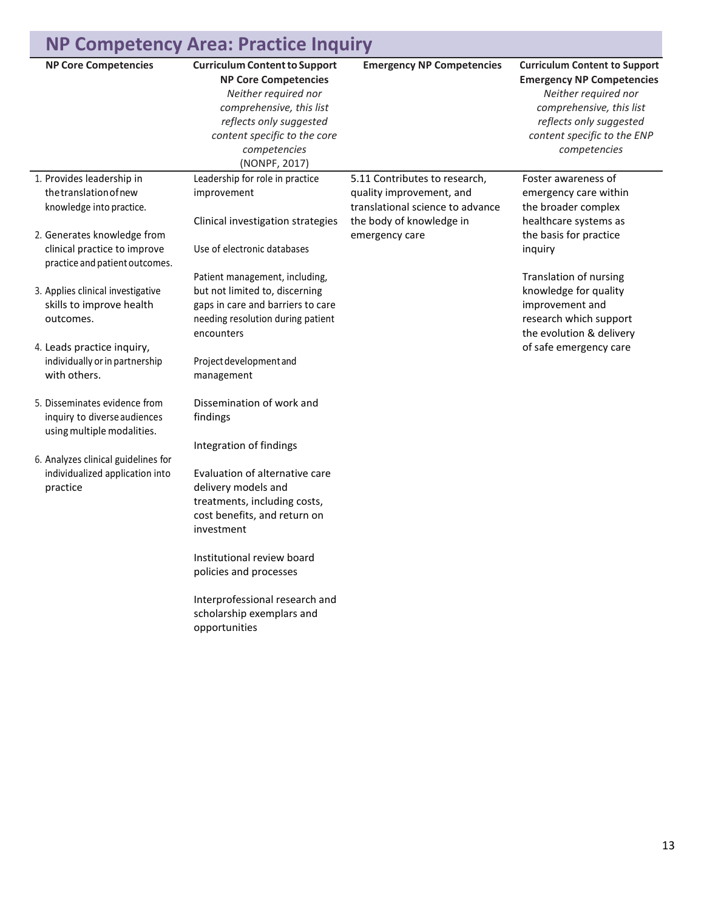# NP Competency Area: Practice Inquiry

| NP Core Competencies | Curriculum Content to Support NP Core Competencies *Neither required nor comprehensive, this list reflects only suggested content specific to the core competencies* (NONPF, 2017) | Emergency NP Competencies | Curriculum Content to Support Emergency NP Competencies *Neither required nor comprehensive, this list reflects only suggested content specific to the ENP competencies* |
|---|---|---|---|
| 1. Provides leadership in the translation of new knowledge into practice.<br><br>2. Generates knowledge from clinical practice to improve practice and patient outcomes.<br><br>3. Applies clinical investigative skills to improve health outcomes.<br><br>4. Leads practice inquiry, individually or in partnership with others.<br><br>5. Disseminates evidence from inquiry to diverse audiences using multiple modalities.<br><br>6. Analyzes clinical guidelines for individualized application into practice | Leadership for role in practice improvement<br><br>Clinical investigation strategies<br><br>Use of electronic databases<br><br>Patient management, including, but not limited to, discerning gaps in care and barriers to care needing resolution during patient encounters<br><br>Project development and management<br><br>Dissemination of work and findings<br><br>Integration of findings<br><br>Evaluation of alternative care delivery models and treatments, including costs, cost benefits, and return on investment<br><br>Institutional review board policies and processes<br><br>Interprofessional research and scholarship exemplars and opportunities | 5.11 Contributes to research, quality improvement, and translational science to advance the body of knowledge in emergency care | Foster awareness of emergency care within the broader complex healthcare systems as the basis for practice inquiry<br><br>Translation of nursing knowledge for quality improvement and research which support the evolution & delivery of safe emergency care |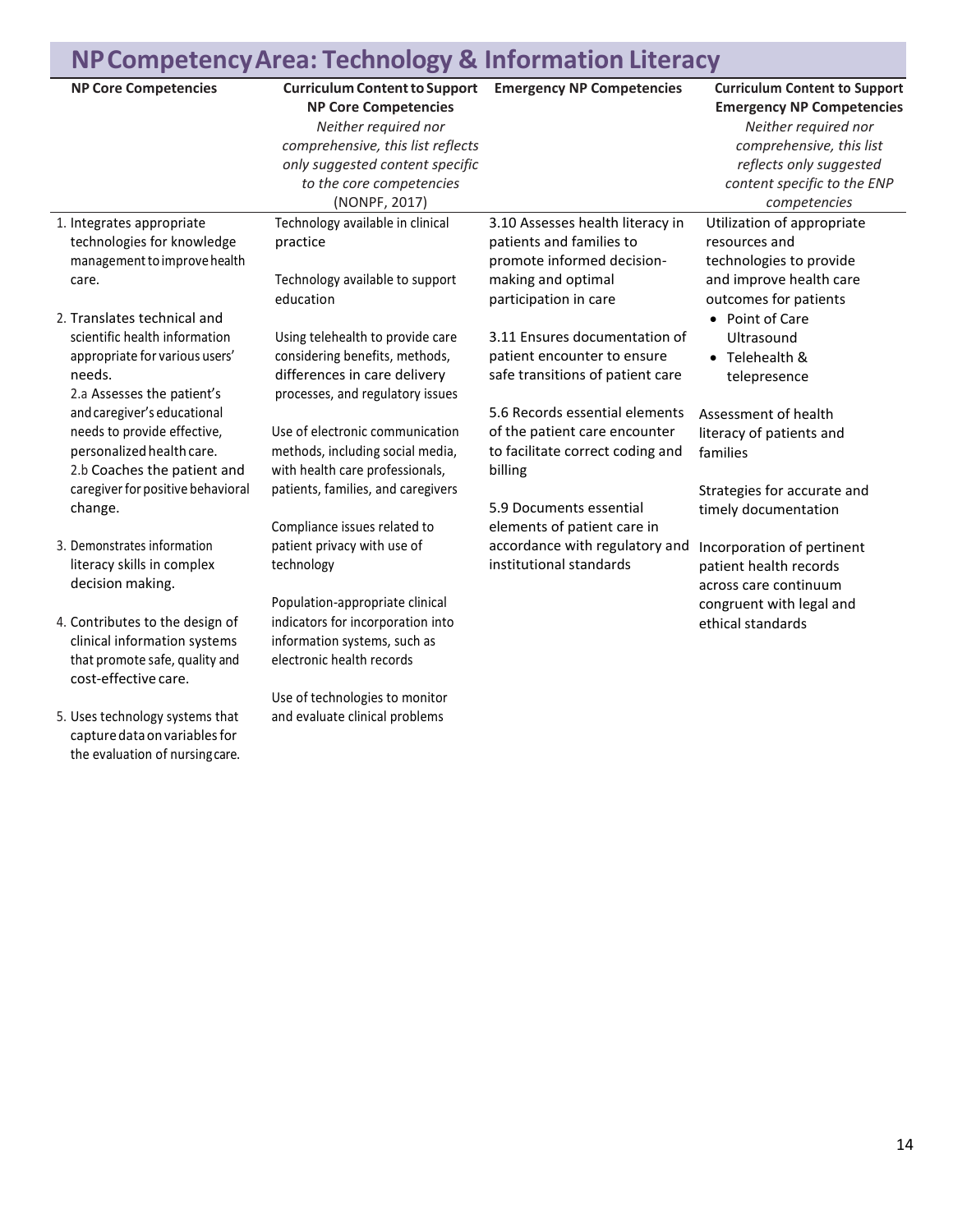# NP Competency Area: Technology & Information Literacy

| NP Core Competencies | Curriculum Content to Support NP Core Competencies *Neither required nor comprehensive, this list reflects only suggested content specific to the core competencies* (NONPF, 2017) | Emergency NP Competencies | Curriculum Content to Support Emergency NP Competencies *Neither required nor comprehensive, this list reflects only suggested content specific to the ENP competencies* |
|---|---|---|---|
| 1. Integrates appropriate technologies for knowledge management to improve health care.<br><br>2. Translates technical and scientific health information appropriate for various users' needs.<br>2.a Assesses the patient's and caregiver's educational needs to provide effective, personalized health care.<br>2.b Coaches the patient and caregiver for positive behavioral change.<br><br>3. Demonstrates information literacy skills in complex decision making.<br><br>4. Contributes to the design of clinical information systems that promote safe, quality and cost-effective care.<br><br>5. Uses technology systems that capture data on variables for the evaluation of nursing care. | Technology available in clinical practice<br><br>Technology available to support education<br><br>Using telehealth to provide care considering benefits, methods, differences in care delivery processes, and regulatory issues<br><br>Use of electronic communication methods, including social media, with health care professionals, patients, families, and caregivers<br><br>Compliance issues related to patient privacy with use of technology<br><br>Population-appropriate clinical indicators for incorporation into information systems, such as electronic health records<br><br>Use of technologies to monitor and evaluate clinical problems | 3.10 Assesses health literacy in patients and families to promote informed decision-making and optimal participation in care<br><br>3.11 Ensures documentation of patient encounter to ensure safe transitions of patient care<br><br>5.6 Records essential elements of the patient care encounter to facilitate correct coding and billing<br><br>5.9 Documents essential elements of patient care in accordance with regulatory and institutional standards | Utilization of appropriate resources and technologies to provide and improve health care outcomes for patients<br>• Point of Care Ultrasound<br>• Telehealth & telepresence<br><br>Assessment of health literacy of patients and families<br><br>Strategies for accurate and timely documentation<br><br>Incorporation of pertinent patient health records across care continuum congruent with legal and ethical standards |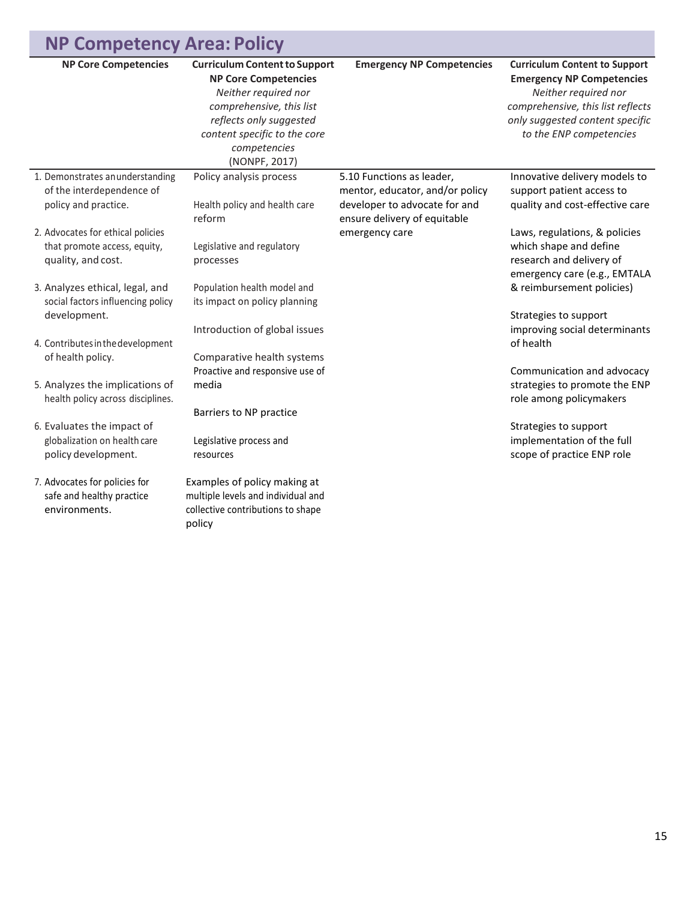## NP Competency Area: Policy

| NP Core Competencies | Curriculum Content to Support NP Core Competencies *Neither required nor comprehensive, this list reflects only suggested content specific to the core competencies* (NONPF, 2017) | Emergency NP Competencies | Curriculum Content to Support Emergency NP Competencies *Neither required nor comprehensive, this list reflects only suggested content specific to the ENP competencies* |
|---|---|---|---|
| 1. Demonstrates an understanding of the interdependence of policy and practice.<br><br>2. Advocates for ethical policies that promote access, equity, quality, and cost.<br><br>3. Analyzes ethical, legal, and social factors influencing policy development.<br><br>4. Contributes in the development of health policy.<br><br>5. Analyzes the implications of health policy across disciplines.<br><br>6. Evaluates the impact of globalization on health care policy development.<br><br>7. Advocates for policies for safe and healthy practice environments. | Policy analysis process<br><br>Health policy and health care reform<br><br>Legislative and regulatory processes<br><br>Population health model and its impact on policy planning<br><br>Introduction of global issues<br><br>Comparative health systems<br>Proactive and responsive use of media<br><br>Barriers to NP practice<br><br>Legislative process and resources<br><br>Examples of policy making at multiple levels and individual and collective contributions to shape policy | 5.10 Functions as leader, mentor, educator, and/or policy developer to advocate for and ensure delivery of equitable emergency care | Innovative delivery models to support patient access to quality and cost-effective care<br><br>Laws, regulations, & policies which shape and define research and delivery of emergency care (e.g., EMTALA & reimbursement policies)<br><br>Strategies to support improving social determinants of health<br><br>Communication and advocacy strategies to promote the ENP role among policymakers<br><br>Strategies to support implementation of the full scope of practice ENP role |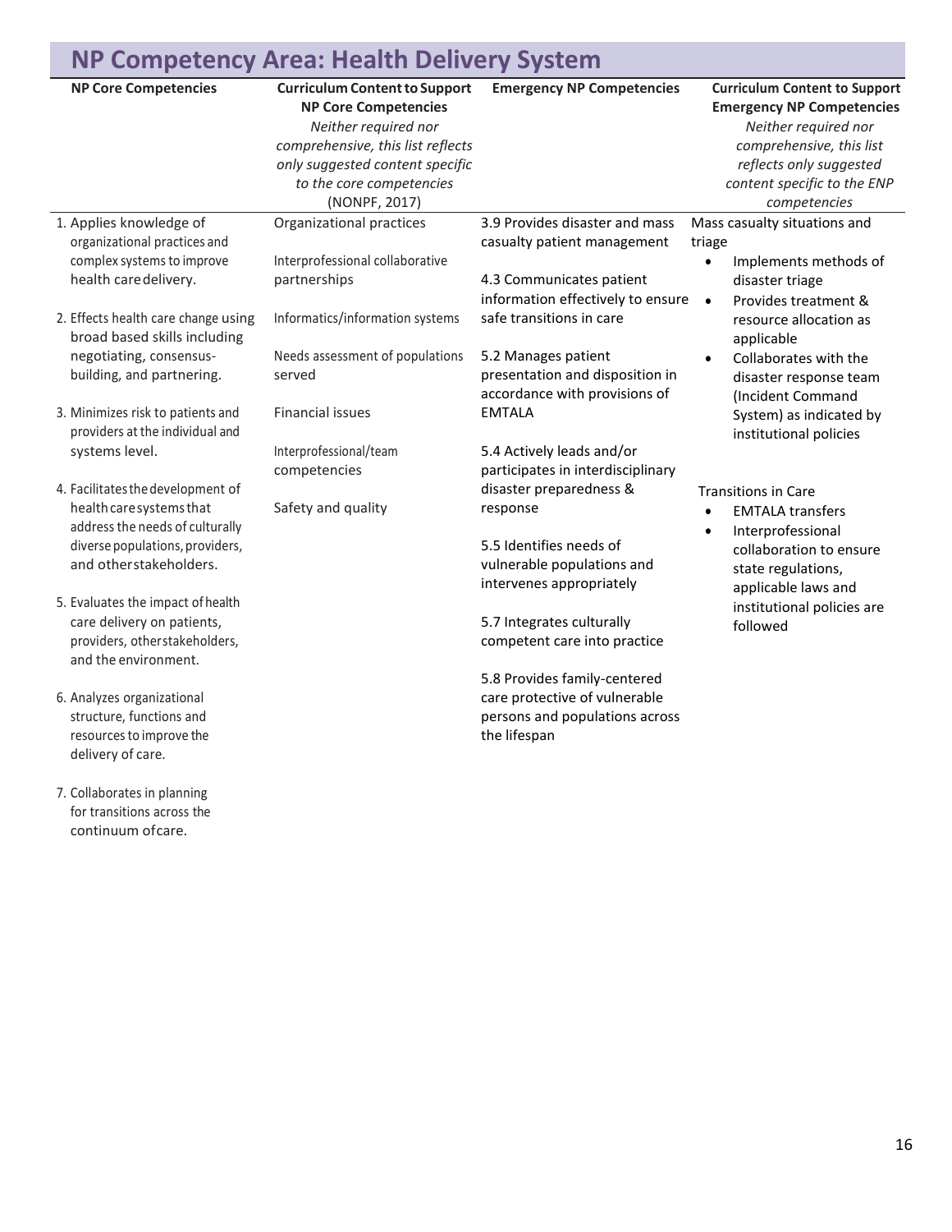# NP Competency Area: Health Delivery System

| NP Core Competencies | Curriculum Content to Support NP Core Competencies<br>*Neither required nor comprehensive, this list reflects only suggested content specific to the core competencies* (NONPF, 2017) | Emergency NP Competencies | Curriculum Content to Support Emergency NP Competencies<br>*Neither required nor comprehensive, this list reflects only suggested content specific to the ENP competencies* |
|---|---|---|---|
| 1. Applies knowledge of organizational practices and complex systems to improve health care delivery.<br><br>2. Effects health care change using broad based skills including negotiating, consensus-building, and partnering.<br><br>3. Minimizes risk to patients and providers at the individual and systems level.<br><br>4. Facilitates the development of health care systems that address the needs of culturally diverse populations, providers, and other stakeholders.<br><br>5. Evaluates the impact of health care delivery on patients, providers, other stakeholders, and the environment.<br><br>6. Analyzes organizational structure, functions and resources to improve the delivery of care.<br><br>7. Collaborates in planning for transitions across the continuum of care. | Organizational practices<br><br>Interprofessional collaborative partnerships<br><br>Informatics/information systems<br><br>Needs assessment of populations served<br><br>Financial issues<br><br>Interprofessional/team competencies<br><br>Safety and quality | 3.9 Provides disaster and mass casualty patient management<br><br>4.3 Communicates patient information effectively to ensure safe transitions in care<br><br>5.2 Manages patient presentation and disposition in accordance with provisions of EMTALA<br><br>5.4 Actively leads and/or participates in interdisciplinary disaster preparedness & response<br><br>5.5 Identifies needs of vulnerable populations and intervenes appropriately<br><br>5.7 Integrates culturally competent care into practice<br><br>5.8 Provides family-centered care protective of vulnerable persons and populations across the lifespan | Mass casualty situations and triage<br>• Implements methods of disaster triage<br>• Provides treatment & resource allocation as applicable<br>• Collaborates with the disaster response team (Incident Command System) as indicated by institutional policies<br><br>Transitions in Care<br>• EMTALA transfers<br>• Interprofessional collaboration to ensure state regulations, applicable laws and institutional policies are followed |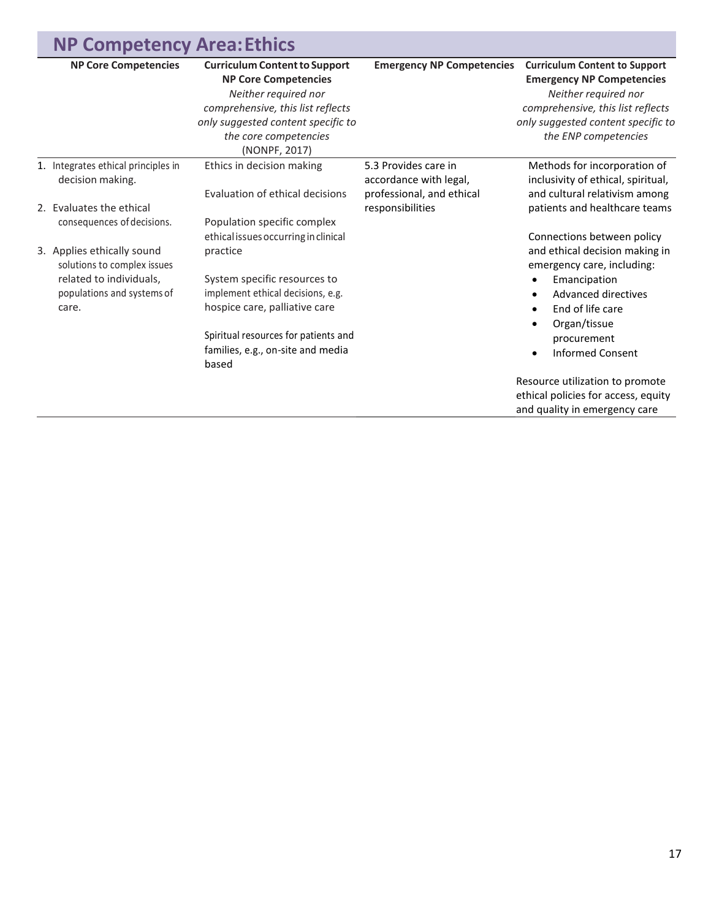## NP Competency Area: Ethics

| NP Core Competencies | Curriculum Content to Support NP Core Competencies *Neither required nor comprehensive, this list reflects only suggested content specific to the core competencies* (NONPF, 2017) | Emergency NP Competencies | Curriculum Content to Support Emergency NP Competencies *Neither required nor comprehensive, this list reflects only suggested content specific to the ENP competencies* |
|---|---|---|---|
| 1. Integrates ethical principles in decision making.<br><br>2. Evaluates the ethical consequences of decisions.<br><br>3. Applies ethically sound solutions to complex issues related to individuals, populations and systems of care. | Ethics in decision making<br><br>Evaluation of ethical decisions<br><br>Population specific complex ethical issues occurring in clinical practice<br><br>System specific resources to implement ethical decisions, e.g. hospice care, palliative care<br><br>Spiritual resources for patients and families, e.g., on-site and media based | 5.3 Provides care in accordance with legal, professional, and ethical responsibilities | Methods for incorporation of inclusivity of ethical, spiritual, and cultural relativism among patients and healthcare teams<br><br>Connections between policy and ethical decision making in emergency care, including:<br>• Emancipation<br>• Advanced directives<br>• End of life care<br>• Organ/tissue procurement<br>• Informed Consent<br><br>Resource utilization to promote ethical policies for access, equity and quality in emergency care |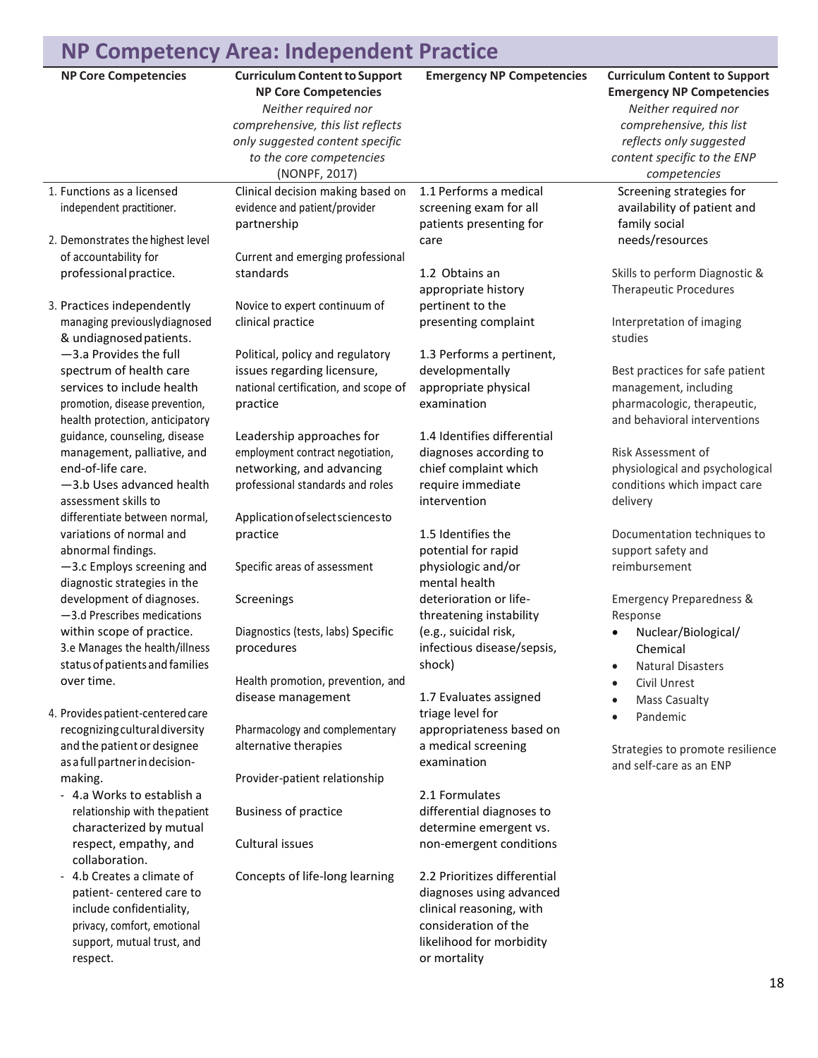# NP Competency Area: Independent Practice

| NP Core Competencies | Curriculum Content to Support NP Core Competencies *Neither required nor comprehensive, this list reflects only suggested content specific to the core competencies* (NONPF, 2017) | Emergency NP Competencies | Curriculum Content to Support Emergency NP Competencies *Neither required nor comprehensive, this list reflects only suggested content specific to the ENP competencies* |
|---|---|---|---|
| 1. Functions as a licensed independent practitioner.<br><br>2. Demonstrates the highest level of accountability for professional practice.<br><br>3. Practices independently managing previously diagnosed & undiagnosed patients.<br>—3.a Provides the full spectrum of health care services to include health promotion, disease prevention, health protection, anticipatory guidance, counseling, disease management, palliative, and end-of-life care.<br>—3.b Uses advanced health assessment skills to differentiate between normal, variations of normal and abnormal findings.<br>—3.c Employs screening and diagnostic strategies in the development of diagnoses.<br>—3.d Prescribes medications within scope of practice.<br>3.e Manages the health/illness status of patients and families over time.<br><br>4. Provides patient-centered care recognizing cultural diversity and the patient or designee as a full partner in decision-making.<br>- 4.a Works to establish a relationship with the patient characterized by mutual respect, empathy, and collaboration.<br>- 4.b Creates a climate of patient- centered care to include confidentiality, privacy, comfort, emotional support, mutual trust, and respect. | Clinical decision making based on evidence and patient/provider partnership<br><br>Current and emerging professional standards<br><br>Novice to expert continuum of clinical practice<br><br>Political, policy and regulatory issues regarding licensure, national certification, and scope of practice<br><br>Leadership approaches for employment contract negotiation, networking, and advancing professional standards and roles<br><br>Application of select sciences to practice<br><br>Specific areas of assessment<br><br>Screenings<br><br>Diagnostics (tests, labs) Specific procedures<br><br>Health promotion, prevention, and disease management<br><br>Pharmacology and complementary alternative therapies<br><br>Provider-patient relationship<br><br>Business of practice<br><br>Cultural issues<br><br>Concepts of life-long learning | 1.1 Performs a medical screening exam for all patients presenting for care<br><br>1.2 Obtains an appropriate history pertinent to the presenting complaint<br><br>1.3 Performs a pertinent, developmentally appropriate physical examination<br><br>1.4 Identifies differential diagnoses according to chief complaint which require immediate intervention<br><br>1.5 Identifies the potential for rapid physiologic and/or mental health deterioration or life-threatening instability (e.g., suicidal risk, infectious disease/sepsis, shock)<br><br>1.7 Evaluates assigned triage level for appropriateness based on a medical screening examination<br><br>2.1 Formulates differential diagnoses to determine emergent vs. non-emergent conditions<br><br>2.2 Prioritizes differential diagnoses using advanced clinical reasoning, with consideration of the likelihood for morbidity or mortality | Screening strategies for availability of patient and family social needs/resources<br><br>Skills to perform Diagnostic & Therapeutic Procedures<br><br>Interpretation of imaging studies<br><br>Best practices for safe patient management, including pharmacologic, therapeutic, and behavioral interventions<br><br>Risk Assessment of physiological and psychological conditions which impact care delivery<br><br>Documentation techniques to support safety and reimbursement<br><br>Emergency Preparedness & Response<br>• Nuclear/Biological/ Chemical<br>• Natural Disasters<br>• Civil Unrest<br>• Mass Casualty<br>• Pandemic<br><br>Strategies to promote resilience and self-care as an ENP |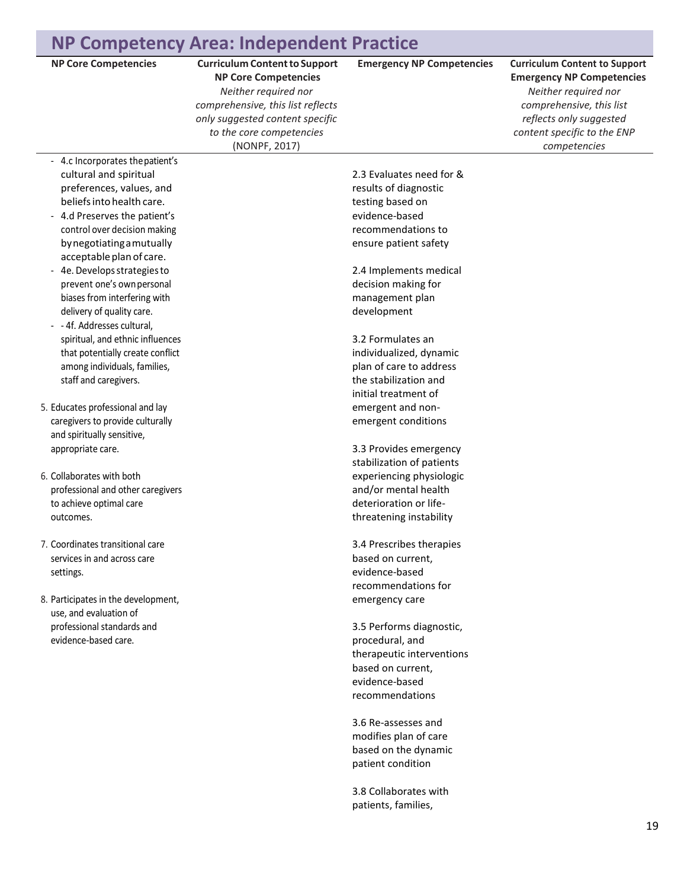## NP Competency Area: Independent Practice

| NP Core Competencies | Curriculum Content to Support NP Core Competencies *Neither required nor comprehensive, this list reflects only suggested content specific to the core competencies* (NONPF, 2017) | Emergency NP Competencies | Curriculum Content to Support Emergency NP Competencies *Neither required nor comprehensive, this list reflects only suggested content specific to the ENP competencies* |
|---|---|---|---|
| - 4.c Incorporates the patient's cultural and spiritual preferences, values, and beliefs into health care.<br>- 4.d Preserves the patient's control over decision making by negotiating a mutually acceptable plan of care.<br>- 4e. Develops strategies to prevent one's own personal biases from interfering with delivery of quality care.<br>- - 4f. Addresses cultural, spiritual, and ethnic influences that potentially create conflict among individuals, families, staff and caregivers.<br><br>5. Educates professional and lay caregivers to provide culturally and spiritually sensitive, appropriate care.<br><br>6. Collaborates with both professional and other caregivers to achieve optimal care outcomes.<br><br>7. Coordinates transitional care services in and across care settings.<br><br>8. Participates in the development, use, and evaluation of professional standards and evidence-based care. | | 2.3 Evaluates need for & results of diagnostic testing based on evidence-based recommendations to ensure patient safety<br><br>2.4 Implements medical decision making for management plan development<br><br>3.2 Formulates an individualized, dynamic plan of care to address the stabilization and initial treatment of emergent and non-emergent conditions<br><br>3.3 Provides emergency stabilization of patients experiencing physiologic and/or mental health deterioration or life-threatening instability<br><br>3.4 Prescribes therapies based on current, evidence-based recommendations for emergency care<br><br>3.5 Performs diagnostic, procedural, and therapeutic interventions based on current, evidence-based recommendations<br><br>3.6 Re-assesses and modifies plan of care based on the dynamic patient condition<br><br>3.8 Collaborates with patients, families, | |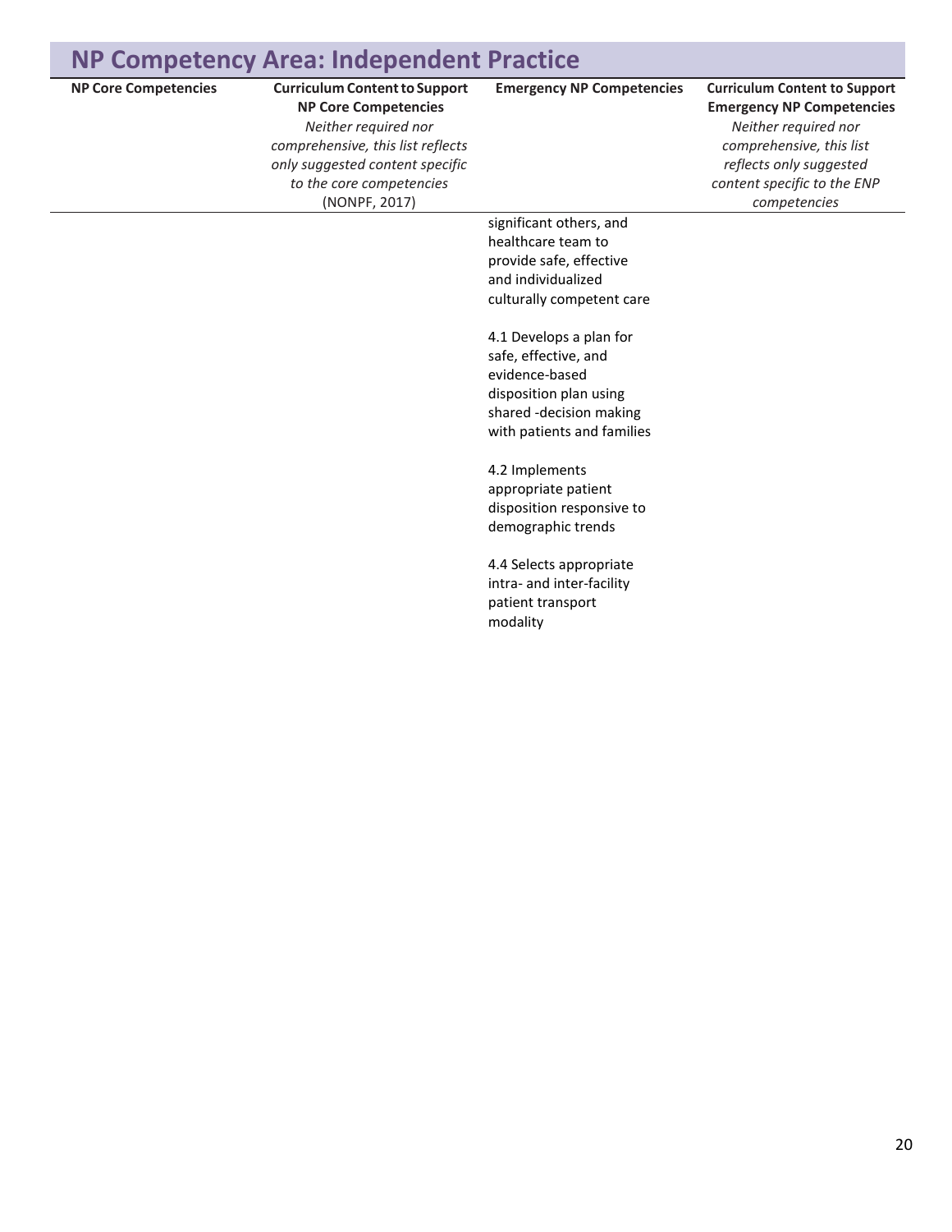## NP Competency Area: Independent Practice

| NP Core Competencies | Curriculum Content to Support NP Core Competencies *Neither required nor comprehensive, this list reflects only suggested content specific to the core competencies* (NONPF, 2017) | Emergency NP Competencies | Curriculum Content to Support Emergency NP Competencies *Neither required nor comprehensive, this list reflects only suggested content specific to the ENP competencies* |
|---|---|---|---|
| | | significant others, and healthcare team to provide safe, effective and individualized culturally competent care<br><br>4.1 Develops a plan for safe, effective, and evidence-based disposition plan using shared -decision making with patients and families<br><br>4.2 Implements appropriate patient disposition responsive to demographic trends<br><br>4.4 Selects appropriate intra- and inter-facility patient transport modality | |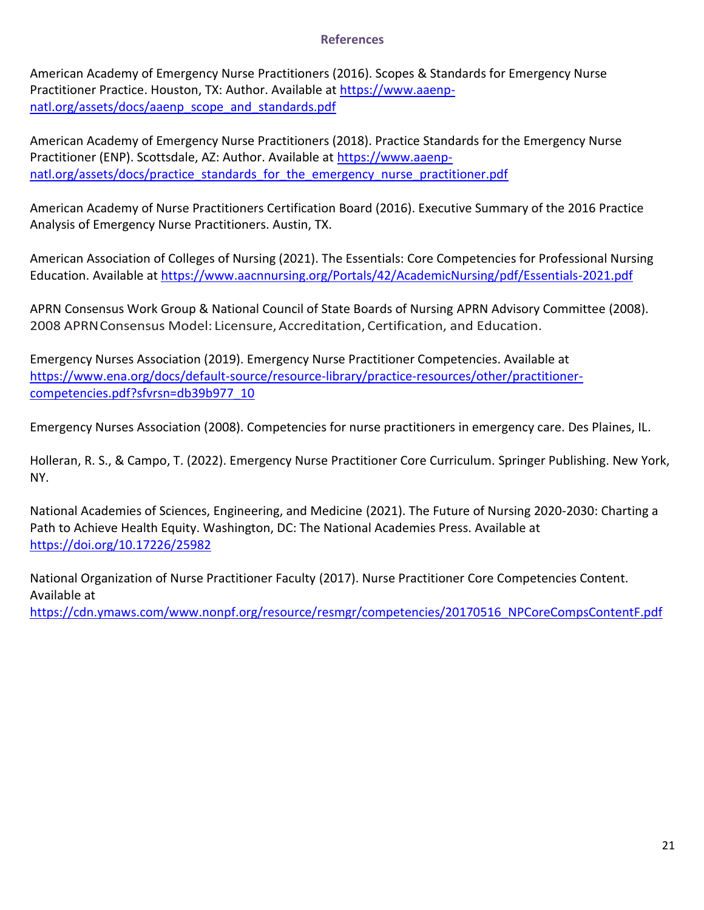## References

American Academy of Emergency Nurse Practitioners (2016). Scopes & Standards for Emergency Nurse Practitioner Practice. Houston, TX: Author. Available at https://www.aaenp-natl.org/assets/docs/aaenp_scope_and_standards.pdf

American Academy of Emergency Nurse Practitioners (2018). Practice Standards for the Emergency Nurse Practitioner (ENP). Scottsdale, AZ: Author. Available at https://www.aaenp-natl.org/assets/docs/practice_standards_for_the_emergency_nurse_practitioner.pdf

American Academy of Nurse Practitioners Certification Board (2016). Executive Summary of the 2016 Practice Analysis of Emergency Nurse Practitioners. Austin, TX.

American Association of Colleges of Nursing (2021). The Essentials: Core Competencies for Professional Nursing Education. Available at https://www.aacnnursing.org/Portals/42/AcademicNursing/pdf/Essentials-2021.pdf

APRN Consensus Work Group & National Council of State Boards of Nursing APRN Advisory Committee (2008). 2008 APRN Consensus Model: Licensure, Accreditation, Certification, and Education.

Emergency Nurses Association (2019). Emergency Nurse Practitioner Competencies. Available at https://www.ena.org/docs/default-source/resource-library/practice-resources/other/practitioner-competencies.pdf?sfvrsn=db39b977_10

Emergency Nurses Association (2008). Competencies for nurse practitioners in emergency care. Des Plaines, IL.

Holleran, R. S., & Campo, T. (2022). Emergency Nurse Practitioner Core Curriculum. Springer Publishing. New York, NY.

National Academies of Sciences, Engineering, and Medicine (2021). The Future of Nursing 2020-2030: Charting a Path to Achieve Health Equity. Washington, DC: The National Academies Press. Available at https://doi.org/10.17226/25982

National Organization of Nurse Practitioner Faculty (2017). Nurse Practitioner Core Competencies Content. Available at https://cdn.ymaws.com/www.nonpf.org/resource/resmgr/competencies/20170516_NPCoreCompsContentF.pdf